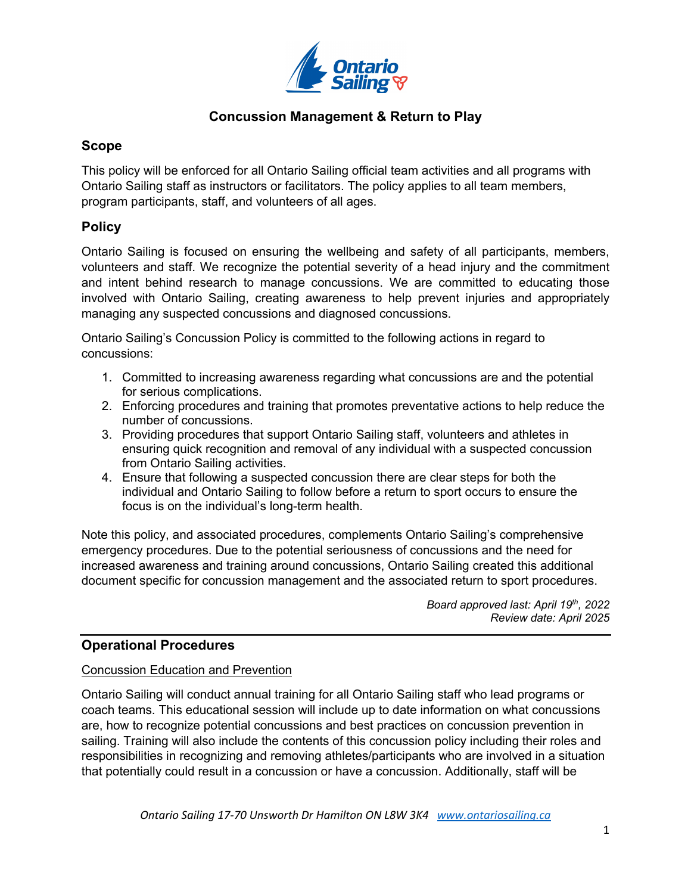# Concussion Management & Return to Play

## Scope

This policy will be enforced for all Ontario Sailing official team activities and all programs with Ontario Sailing staff as instructors or facilitators. The policy applies to all team members, program participants, staff, and volunteers of all ages.

## Policy

Ontario Sailing is focused on ensuring the wellbeing and safety of all participants, members, volunteers and staff. We recognize the potential severity of a head injury and the commitment and intent behind research to manage concussions. We are committed to educating those involved with Ontario Sailing, creating awareness to help prevent injuries and appropriately managing any suspected concussions and diagnosed concussions.

Ontario Sailing's Concussion Policy is committed to the following actions in regard to concussions:

1. Committed to increasing awareness regarding what concussions are and the potential for serious complications.
2. Enforcing procedures and training that promotes preventative actions to help reduce the number of concussions.
3. Providing procedures that support Ontario Sailing staff, volunteers and athletes in ensuring quick recognition and removal of any individual with a suspected concussion from Ontario Sailing activities.
4. Ensure that following a suspected concussion there are clear steps for both the individual and Ontario Sailing to follow before a return to sport occurs to ensure the focus is on the individual's long-term health.

Note this policy, and associated procedures, complements Ontario Sailing's comprehensive emergency procedures. Due to the potential seriousness of concussions and the need for increased awareness and training around concussions, Ontario Sailing created this additional document specific for concussion management and the associated return to sport procedures.

*Board approved last: April 19th, 2022*
*Review date: April 2025*

---

## Operational Procedures

Concussion Education and Prevention

Ontario Sailing will conduct annual training for all Ontario Sailing staff who lead programs or coach teams. This educational session will include up to date information on what concussions are, how to recognize potential concussions and best practices on concussion prevention in sailing. Training will also include the contents of this concussion policy including their roles and responsibilities in recognizing and removing athletes/participants who are involved in a situation that potentially could result in a concussion or have a concussion. Additionally, staff will be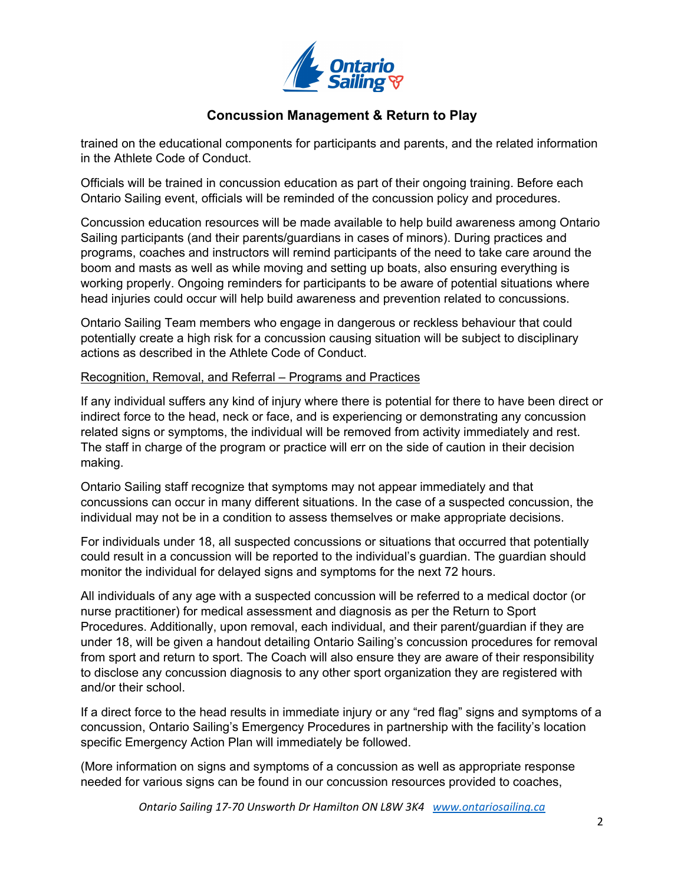trained on the educational components for participants and parents, and the related information in the Athlete Code of Conduct.

Officials will be trained in concussion education as part of their ongoing training. Before each Ontario Sailing event, officials will be reminded of the concussion policy and procedures.

Concussion education resources will be made available to help build awareness among Ontario Sailing participants (and their parents/guardians in cases of minors). During practices and programs, coaches and instructors will remind participants of the need to take care around the boom and masts as well as while moving and setting up boats, also ensuring everything is working properly. Ongoing reminders for participants to be aware of potential situations where head injuries could occur will help build awareness and prevention related to concussions.

Ontario Sailing Team members who engage in dangerous or reckless behaviour that could potentially create a high risk for a concussion causing situation will be subject to disciplinary actions as described in the Athlete Code of Conduct.

<u>Recognition, Removal, and Referral – Programs and Practices</u>

If any individual suffers any kind of injury where there is potential for there to have been direct or indirect force to the head, neck or face, and is experiencing or demonstrating any concussion related signs or symptoms, the individual will be removed from activity immediately and rest. The staff in charge of the program or practice will err on the side of caution in their decision making.

Ontario Sailing staff recognize that symptoms may not appear immediately and that concussions can occur in many different situations. In the case of a suspected concussion, the individual may not be in a condition to assess themselves or make appropriate decisions.

For individuals under 18, all suspected concussions or situations that occurred that potentially could result in a concussion will be reported to the individual's guardian. The guardian should monitor the individual for delayed signs and symptoms for the next 72 hours.

All individuals of any age with a suspected concussion will be referred to a medical doctor (or nurse practitioner) for medical assessment and diagnosis as per the Return to Sport Procedures. Additionally, upon removal, each individual, and their parent/guardian if they are under 18, will be given a handout detailing Ontario Sailing's concussion procedures for removal from sport and return to sport. The Coach will also ensure they are aware of their responsibility to disclose any concussion diagnosis to any other sport organization they are registered with and/or their school.

If a direct force to the head results in immediate injury or any "red flag" signs and symptoms of a concussion, Ontario Sailing's Emergency Procedures in partnership with the facility's location specific Emergency Action Plan will immediately be followed.

(More information on signs and symptoms of a concussion as well as appropriate response needed for various signs can be found in our concussion resources provided to coaches,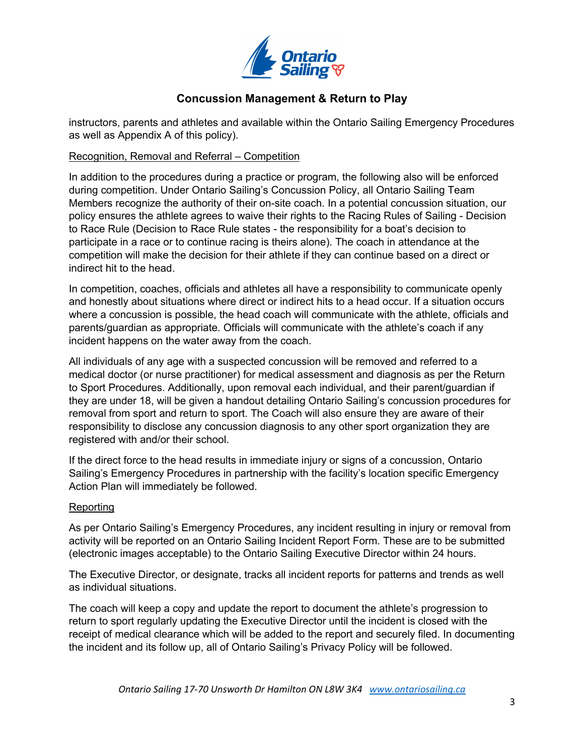instructors, parents and athletes and available within the Ontario Sailing Emergency Procedures as well as Appendix A of this policy).

Recognition, Removal and Referral – Competition

In addition to the procedures during a practice or program, the following also will be enforced during competition. Under Ontario Sailing's Concussion Policy, all Ontario Sailing Team Members recognize the authority of their on-site coach. In a potential concussion situation, our policy ensures the athlete agrees to waive their rights to the Racing Rules of Sailing - Decision to Race Rule (Decision to Race Rule states - the responsibility for a boat's decision to participate in a race or to continue racing is theirs alone). The coach in attendance at the competition will make the decision for their athlete if they can continue based on a direct or indirect hit to the head.

In competition, coaches, officials and athletes all have a responsibility to communicate openly and honestly about situations where direct or indirect hits to a head occur. If a situation occurs where a concussion is possible, the head coach will communicate with the athlete, officials and parents/guardian as appropriate. Officials will communicate with the athlete's coach if any incident happens on the water away from the coach.

All individuals of any age with a suspected concussion will be removed and referred to a medical doctor (or nurse practitioner) for medical assessment and diagnosis as per the Return to Sport Procedures. Additionally, upon removal each individual, and their parent/guardian if they are under 18, will be given a handout detailing Ontario Sailing's concussion procedures for removal from sport and return to sport. The Coach will also ensure they are aware of their responsibility to disclose any concussion diagnosis to any other sport organization they are registered with and/or their school.

If the direct force to the head results in immediate injury or signs of a concussion, Ontario Sailing's Emergency Procedures in partnership with the facility's location specific Emergency Action Plan will immediately be followed.

Reporting

As per Ontario Sailing's Emergency Procedures, any incident resulting in injury or removal from activity will be reported on an Ontario Sailing Incident Report Form. These are to be submitted (electronic images acceptable) to the Ontario Sailing Executive Director within 24 hours.

The Executive Director, or designate, tracks all incident reports for patterns and trends as well as individual situations.

The coach will keep a copy and update the report to document the athlete's progression to return to sport regularly updating the Executive Director until the incident is closed with the receipt of medical clearance which will be added to the report and securely filed. In documenting the incident and its follow up, all of Ontario Sailing's Privacy Policy will be followed.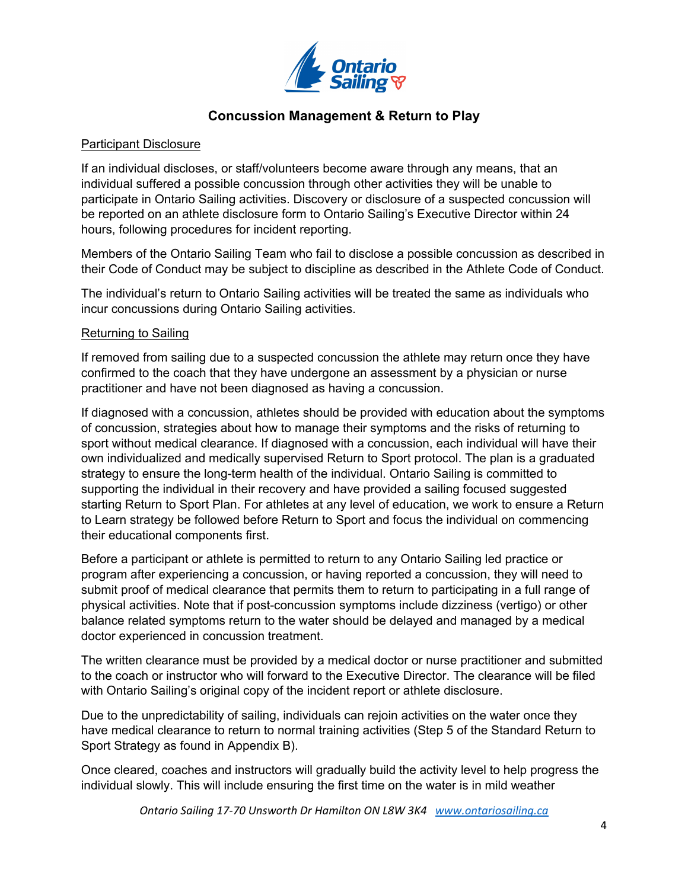## Concussion Management & Return to Play

Participant Disclosure

If an individual discloses, or staff/volunteers become aware through any means, that an individual suffered a possible concussion through other activities they will be unable to participate in Ontario Sailing activities. Discovery or disclosure of a suspected concussion will be reported on an athlete disclosure form to Ontario Sailing's Executive Director within 24 hours, following procedures for incident reporting.

Members of the Ontario Sailing Team who fail to disclose a possible concussion as described in their Code of Conduct may be subject to discipline as described in the Athlete Code of Conduct.

The individual's return to Ontario Sailing activities will be treated the same as individuals who incur concussions during Ontario Sailing activities.

Returning to Sailing

If removed from sailing due to a suspected concussion the athlete may return once they have confirmed to the coach that they have undergone an assessment by a physician or nurse practitioner and have not been diagnosed as having a concussion.

If diagnosed with a concussion, athletes should be provided with education about the symptoms of concussion, strategies about how to manage their symptoms and the risks of returning to sport without medical clearance. If diagnosed with a concussion, each individual will have their own individualized and medically supervised Return to Sport protocol. The plan is a graduated strategy to ensure the long-term health of the individual. Ontario Sailing is committed to supporting the individual in their recovery and have provided a sailing focused suggested starting Return to Sport Plan. For athletes at any level of education, we work to ensure a Return to Learn strategy be followed before Return to Sport and focus the individual on commencing their educational components first.

Before a participant or athlete is permitted to return to any Ontario Sailing led practice or program after experiencing a concussion, or having reported a concussion, they will need to submit proof of medical clearance that permits them to return to participating in a full range of physical activities. Note that if post-concussion symptoms include dizziness (vertigo) or other balance related symptoms return to the water should be delayed and managed by a medical doctor experienced in concussion treatment.

The written clearance must be provided by a medical doctor or nurse practitioner and submitted to the coach or instructor who will forward to the Executive Director. The clearance will be filed with Ontario Sailing's original copy of the incident report or athlete disclosure.

Due to the unpredictability of sailing, individuals can rejoin activities on the water once they have medical clearance to return to normal training activities (Step 5 of the Standard Return to Sport Strategy as found in Appendix B).

Once cleared, coaches and instructors will gradually build the activity level to help progress the individual slowly. This will include ensuring the first time on the water is in mild weather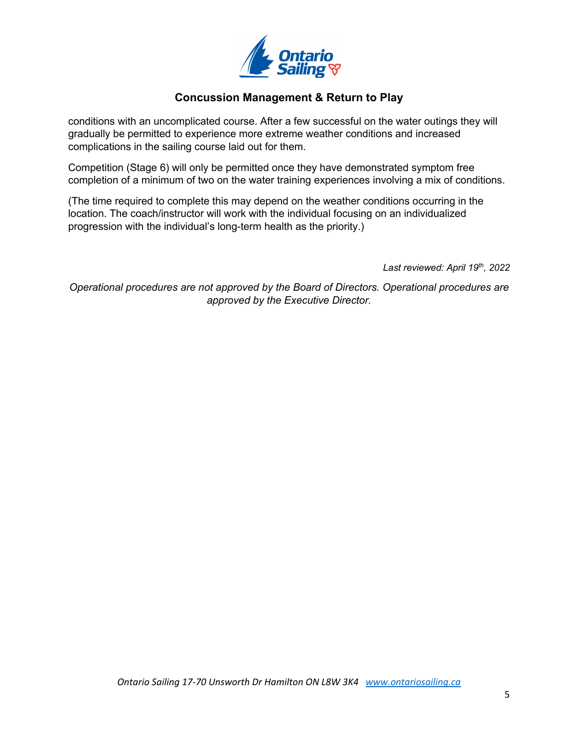conditions with an uncomplicated course. After a few successful on the water outings they will gradually be permitted to experience more extreme weather conditions and increased complications in the sailing course laid out for them.

Competition (Stage 6) will only be permitted once they have demonstrated symptom free completion of a minimum of two on the water training experiences involving a mix of conditions.

(The time required to complete this may depend on the weather conditions occurring in the location. The coach/instructor will work with the individual focusing on an individualized progression with the individual's long-term health as the priority.)

*Last reviewed: April 19th, 2022*

*Operational procedures are not approved by the Board of Directors. Operational procedures are approved by the Executive Director.*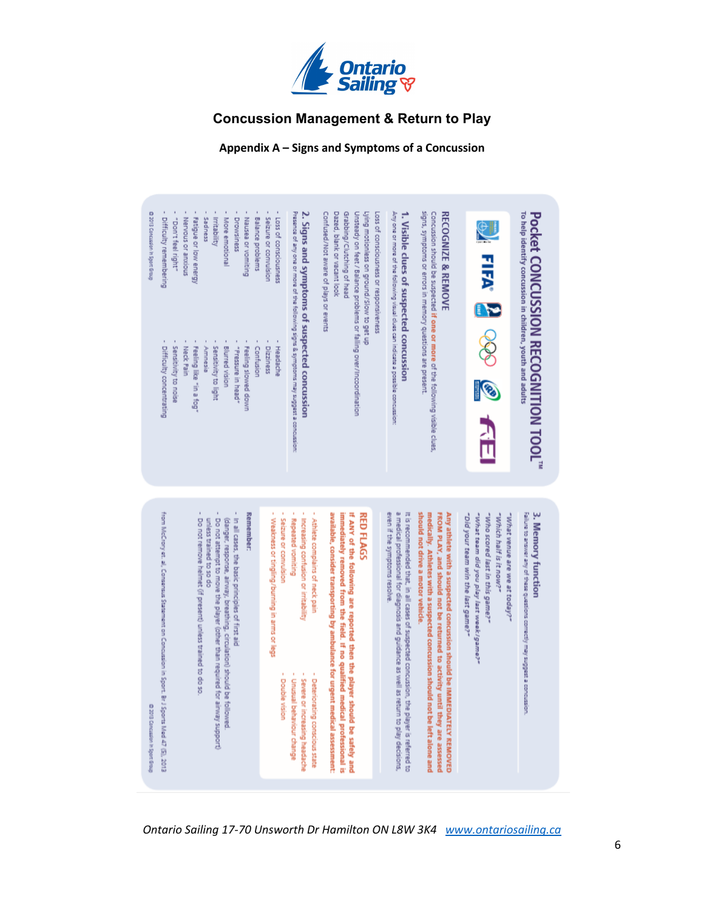# Concussion Management & Return to Play

## Appendix A – Signs and Symptoms of a Concussion

# Pocket CONCUSSION RECOGNITION TOOL™

To help identify concussion in children, youth and adults

## RECOGNIZE & REMOVE

Concussion should be suspected **if one or more** of the following visible clues, signs, symptoms or errors in memory questions are present.

### 1. Visible clues of suspected concussion

Any one or more of the following visual clues can indicate a possible concussion:

Loss of consciousness or responsiveness
Lying motionless on ground/Slow to get up
Unsteady on feet / Balance problems or falling over/Incoordination
Grabbing/Clutching of head
Dazed, blank or vacant look
Confused/Not aware of plays or events

### 2. Signs and symptoms of suspected concussion

Presence of any one or more of the following signs & symptoms may suggest a concussion:

- Loss of consciousness
- Seizure or convulsion
- Balance problems
- Nausea or vomiting
- Drowsiness
- More emotional
- Irritability
- Sadness
- Fatigue or low energy
- Nervous or anxious
- "Don't feel right"
- Difficulty remembering
- Headache
- Dizziness
- Confusion
- Feeling slowed down
- "Pressure in head"
- Blurred vision
- Sensitivity to light
- Amnesia
- Feeling like "in a fog"
- Neck Pain
- Sensitivity to noise
- Difficulty concentrating

© 2013 Concussion in Sport Group

### 3. Memory function

Failure to answer any of these questions correctly may suggest a concussion.

"What venue are we at today?"
"Which half is it now?"
"Who scored last in this game?"
"What team did you play last week/game?"
"Did your team win the last game?"

**Any athlete with a suspected concussion should be IMMEDIATELY REMOVED FROM PLAY, and should not be returned to activity until they are assessed medically. Athletes with a suspected concussion should not be left alone and should not drive a motor vehicle.**

It is recommended that, in all cases of suspected concussion, the player is referred to a medical professional for diagnosis and guidance as well as return to play decisions, even if the symptoms resolve.

### RED FLAGS

**If ANY of the following are reported then the player should be safely and immediately removed from the field. If no qualified medical professional is available, consider transporting by ambulance for urgent medical assessment:**

- Athlete complains of neck pain
- Increasing confusion or irritability
- Repeated vomiting
- Seizure or convulsion
- Weakness or tingling/burning in arms or legs
- Deteriorating conscious state
- Severe or increasing headache
- Unusual behaviour change
- Double vision

**Remember:**

- In all cases, the basic principles of first aid (danger, response, airway, breathing, circulation) should be followed.
- Do not attempt to move the player (other than required for airway support) unless trained to so do
- Do not remove helmet (if present) unless trained to do so.

from McCrory et. al, Consensus Statement on Concussion in Sport. Br J Sports Med 47 (5), 2013

© 2013 Concussion in Sport Group

*Ontario Sailing 17-70 Unsworth Dr Hamilton ON L8W 3K4 www.ontariosailing.ca*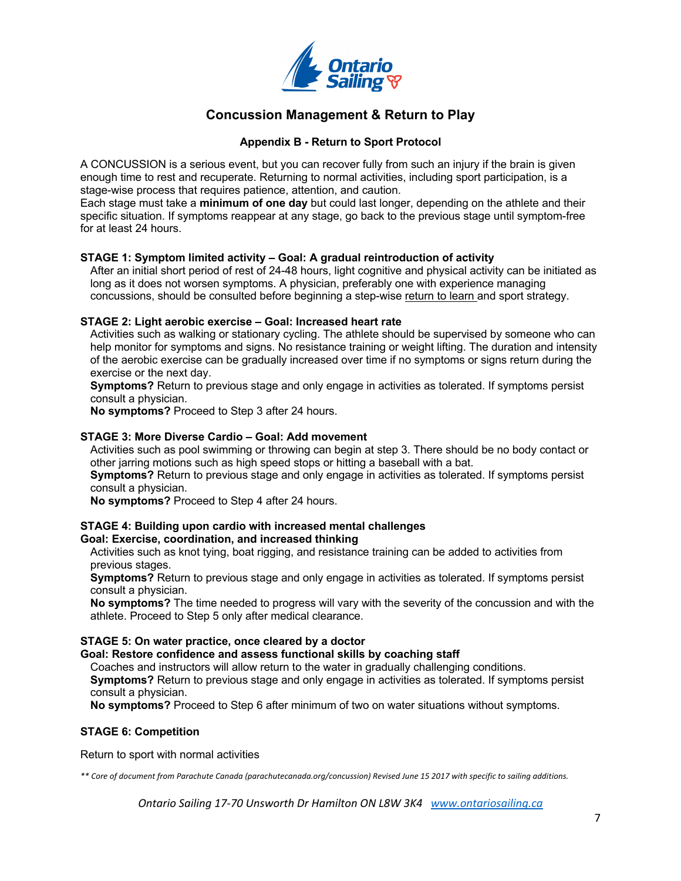# Concussion Management & Return to Play

## Appendix B - Return to Sport Protocol

A CONCUSSION is a serious event, but you can recover fully from such an injury if the brain is given enough time to rest and recuperate. Returning to normal activities, including sport participation, is a stage-wise process that requires patience, attention, and caution.
Each stage must take a **minimum of one day** but could last longer, depending on the athlete and their specific situation. If symptoms reappear at any stage, go back to the previous stage until symptom-free for at least 24 hours.

### STAGE 1: Symptom limited activity – Goal: A gradual reintroduction of activity

After an initial short period of rest of 24-48 hours, light cognitive and physical activity can be initiated as long as it does not worsen symptoms. A physician, preferably one with experience managing concussions, should be consulted before beginning a step-wise return to learn and sport strategy.

### STAGE 2: Light aerobic exercise – Goal: Increased heart rate

Activities such as walking or stationary cycling. The athlete should be supervised by someone who can help monitor for symptoms and signs. No resistance training or weight lifting. The duration and intensity of the aerobic exercise can be gradually increased over time if no symptoms or signs return during the exercise or the next day.

**Symptoms?** Return to previous stage and only engage in activities as tolerated. If symptoms persist consult a physician.

**No symptoms?** Proceed to Step 3 after 24 hours.

### STAGE 3: More Diverse Cardio – Goal: Add movement

Activities such as pool swimming or throwing can begin at step 3. There should be no body contact or other jarring motions such as high speed stops or hitting a baseball with a bat.

**Symptoms?** Return to previous stage and only engage in activities as tolerated. If symptoms persist consult a physician.

**No symptoms?** Proceed to Step 4 after 24 hours.

### STAGE 4: Building upon cardio with increased mental challenges
### Goal: Exercise, coordination, and increased thinking

Activities such as knot tying, boat rigging, and resistance training can be added to activities from previous stages.

**Symptoms?** Return to previous stage and only engage in activities as tolerated. If symptoms persist consult a physician.

**No symptoms?** The time needed to progress will vary with the severity of the concussion and with the athlete. Proceed to Step 5 only after medical clearance.

### STAGE 5: On water practice, once cleared by a doctor
### Goal: Restore confidence and assess functional skills by coaching staff

Coaches and instructors will allow return to the water in gradually challenging conditions.

**Symptoms?** Return to previous stage and only engage in activities as tolerated. If symptoms persist consult a physician.

**No symptoms?** Proceed to Step 6 after minimum of two on water situations without symptoms.

### STAGE 6: Competition

Return to sport with normal activities

*** Core of document from Parachute Canada (parachutecanada.org/concussion) Revised June 15 2017 with specific to sailing additions.*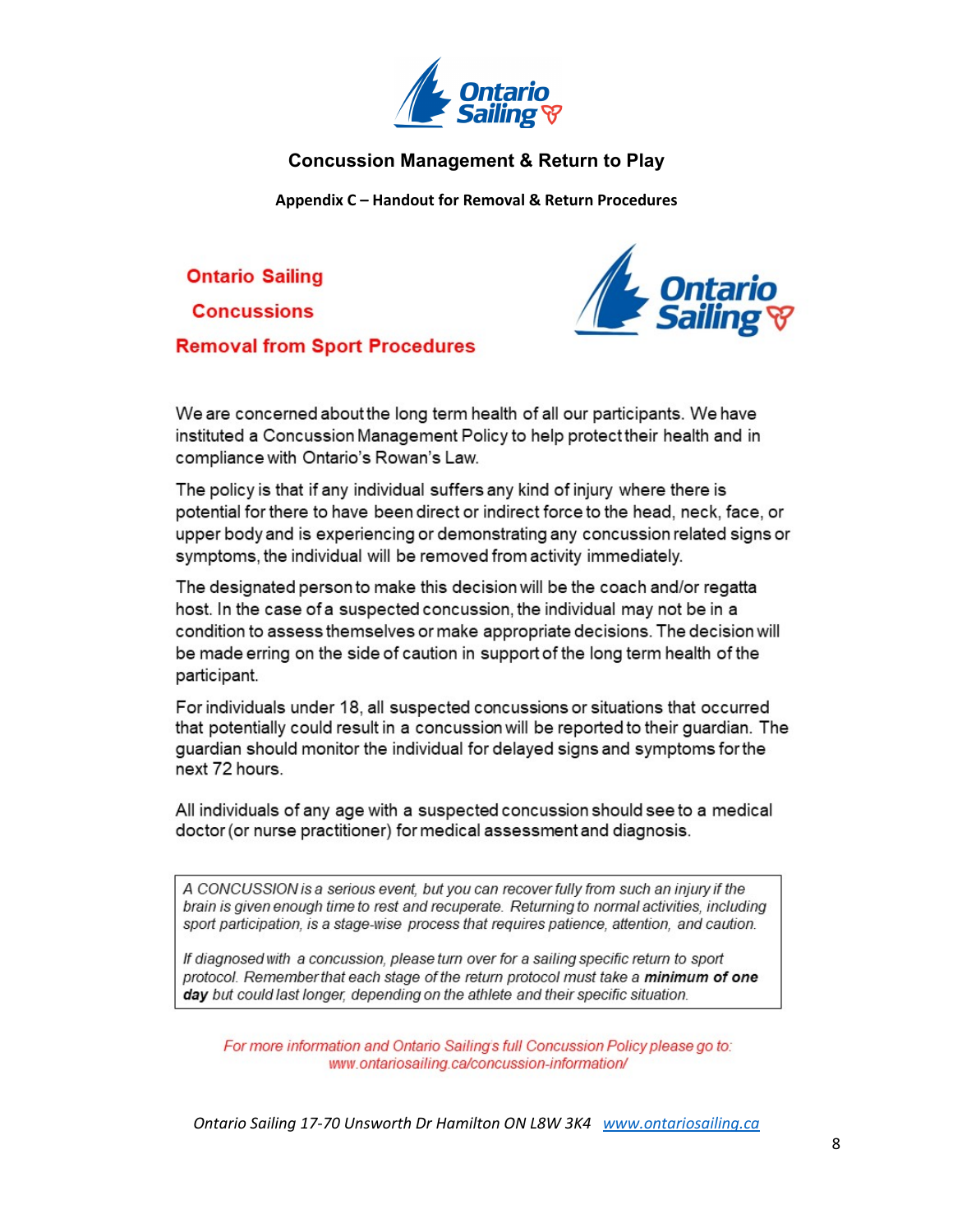## Concussion Management & Return to Play

**Appendix C – Handout for Removal & Return Procedures**

### Ontario Sailing

### Concussions

### Removal from Sport Procedures

We are concerned about the long term health of all our participants. We have instituted a Concussion Management Policy to help protect their health and in compliance with Ontario's Rowan's Law.

The policy is that if any individual suffers any kind of injury where there is potential for there to have been direct or indirect force to the head, neck, face, or upper body and is experiencing or demonstrating any concussion related signs or symptoms, the individual will be removed from activity immediately.

The designated person to make this decision will be the coach and/or regatta host. In the case of a suspected concussion, the individual may not be in a condition to assess themselves or make appropriate decisions. The decision will be made erring on the side of caution in support of the long term health of the participant.

For individuals under 18, all suspected concussions or situations that occurred that potentially could result in a concussion will be reported to their guardian. The guardian should monitor the individual for delayed signs and symptoms for the next 72 hours.

All individuals of any age with a suspected concussion should see to a medical doctor (or nurse practitioner) for medical assessment and diagnosis.

> *A CONCUSSION is a serious event, but you can recover fully from such an injury if the brain is given enough time to rest and recuperate. Returning to normal activities, including sport participation, is a stage-wise process that requires patience, attention, and caution.*
>
> *If diagnosed with a concussion, please turn over for a sailing specific return to sport protocol. Remember that each stage of the return protocol must take a **minimum of one day** but could last longer, depending on the athlete and their specific situation.*

*For more information and Ontario Sailing's full Concussion Policy please go to: www.ontariosailing.ca/concussion-information/*

*Ontario Sailing 17-70 Unsworth Dr Hamilton ON L8W 3K4* [www.ontariosailing.ca](http://www.ontariosailing.ca)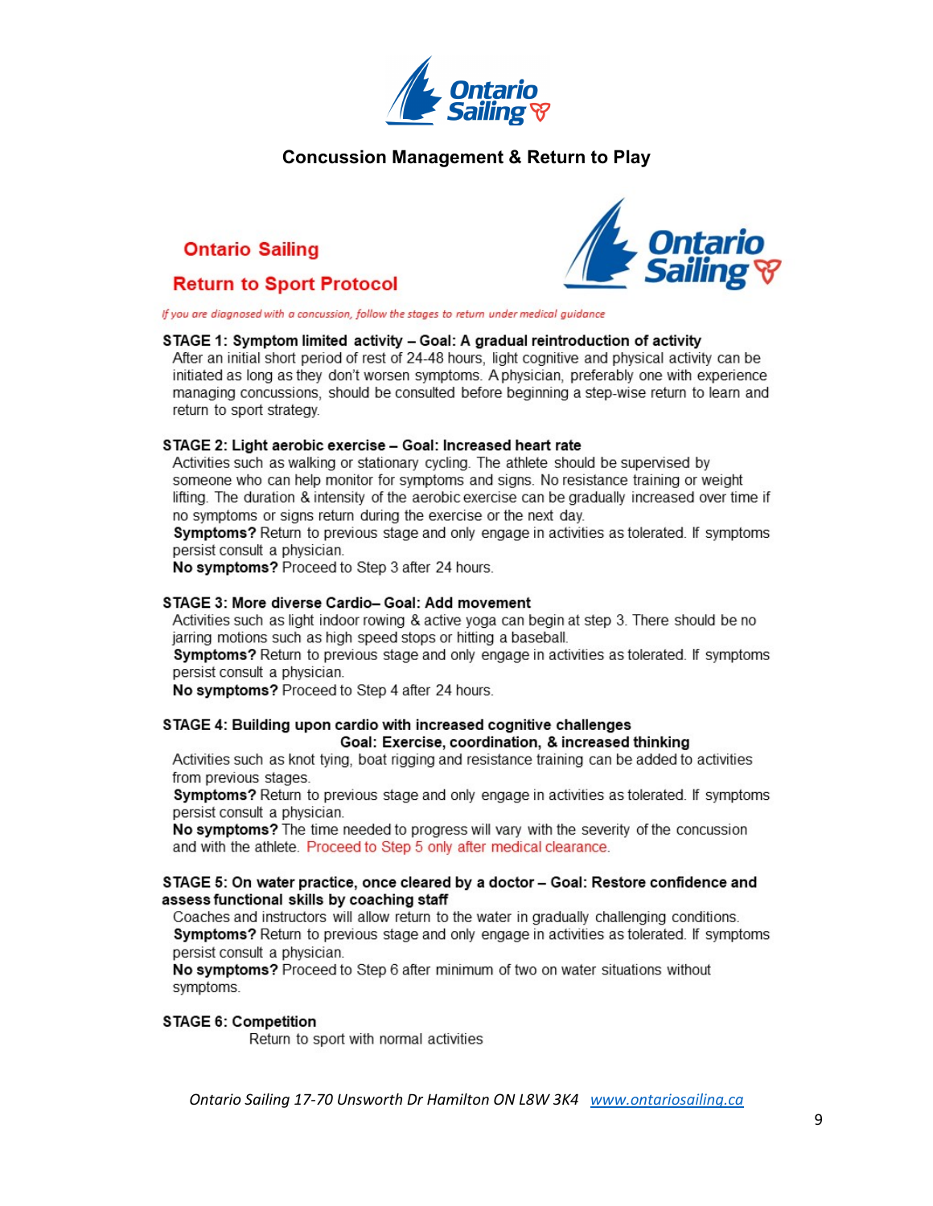## Concussion Management & Return to Play

## Ontario Sailing

## Return to Sport Protocol

*If you are diagnosed with a concussion, follow the stages to return under medical guidance*

**STAGE 1: Symptom limited activity – Goal: A gradual reintroduction of activity**

After an initial short period of rest of 24-48 hours, light cognitive and physical activity can be initiated as long as they don't worsen symptoms. A physician, preferably one with experience managing concussions, should be consulted before beginning a step-wise return to learn and return to sport strategy.

**STAGE 2: Light aerobic exercise – Goal: Increased heart rate**

Activities such as walking or stationary cycling. The athlete should be supervised by someone who can help monitor for symptoms and signs. No resistance training or weight lifting. The duration & intensity of the aerobic exercise can be gradually increased over time if no symptoms or signs return during the exercise or the next day.

**Symptoms?** Return to previous stage and only engage in activities as tolerated. If symptoms persist consult a physician.

**No symptoms?** Proceed to Step 3 after 24 hours.

**STAGE 3: More diverse Cardio– Goal: Add movement**

Activities such as light indoor rowing & active yoga can begin at step 3. There should be no jarring motions such as high speed stops or hitting a baseball.

**Symptoms?** Return to previous stage and only engage in activities as tolerated. If symptoms persist consult a physician.

**No symptoms?** Proceed to Step 4 after 24 hours.

**STAGE 4: Building upon cardio with increased cognitive challenges**
**Goal: Exercise, coordination, & increased thinking**

Activities such as knot tying, boat rigging and resistance training can be added to activities from previous stages.

**Symptoms?** Return to previous stage and only engage in activities as tolerated. If symptoms persist consult a physician.

**No symptoms?** The time needed to progress will vary with the severity of the concussion and with the athlete. Proceed to Step 5 only after medical clearance.

**STAGE 5: On water practice, once cleared by a doctor – Goal: Restore confidence and assess functional skills by coaching staff**

Coaches and instructors will allow return to the water in gradually challenging conditions.

**Symptoms?** Return to previous stage and only engage in activities as tolerated. If symptoms persist consult a physician.

**No symptoms?** Proceed to Step 6 after minimum of two on water situations without symptoms.

**STAGE 6: Competition**

Return to sport with normal activities

*Ontario Sailing 17-70 Unsworth Dr Hamilton ON L8W 3K4 www.ontariosailing.ca*